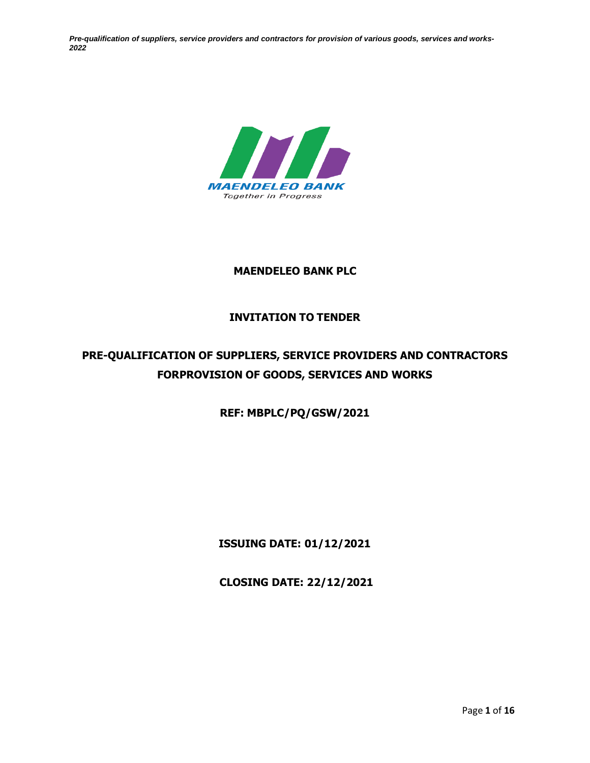MAENDELEO BANK

*Together in Progress*

**MAENDELEO BANK PLC**

**INVITATION TO TENDER**

**PRE-QUALIFICATION OF SUPPLIERS, SERVICE PROVIDERS AND CONTRACTORS FORPROVISION OF GOODS, SERVICES AND WORKS**

**REF: MBPLC/PQ/GSW/2021**

**ISSUING DATE: 01/12/2021**

**CLOSING DATE: 22/12/2021**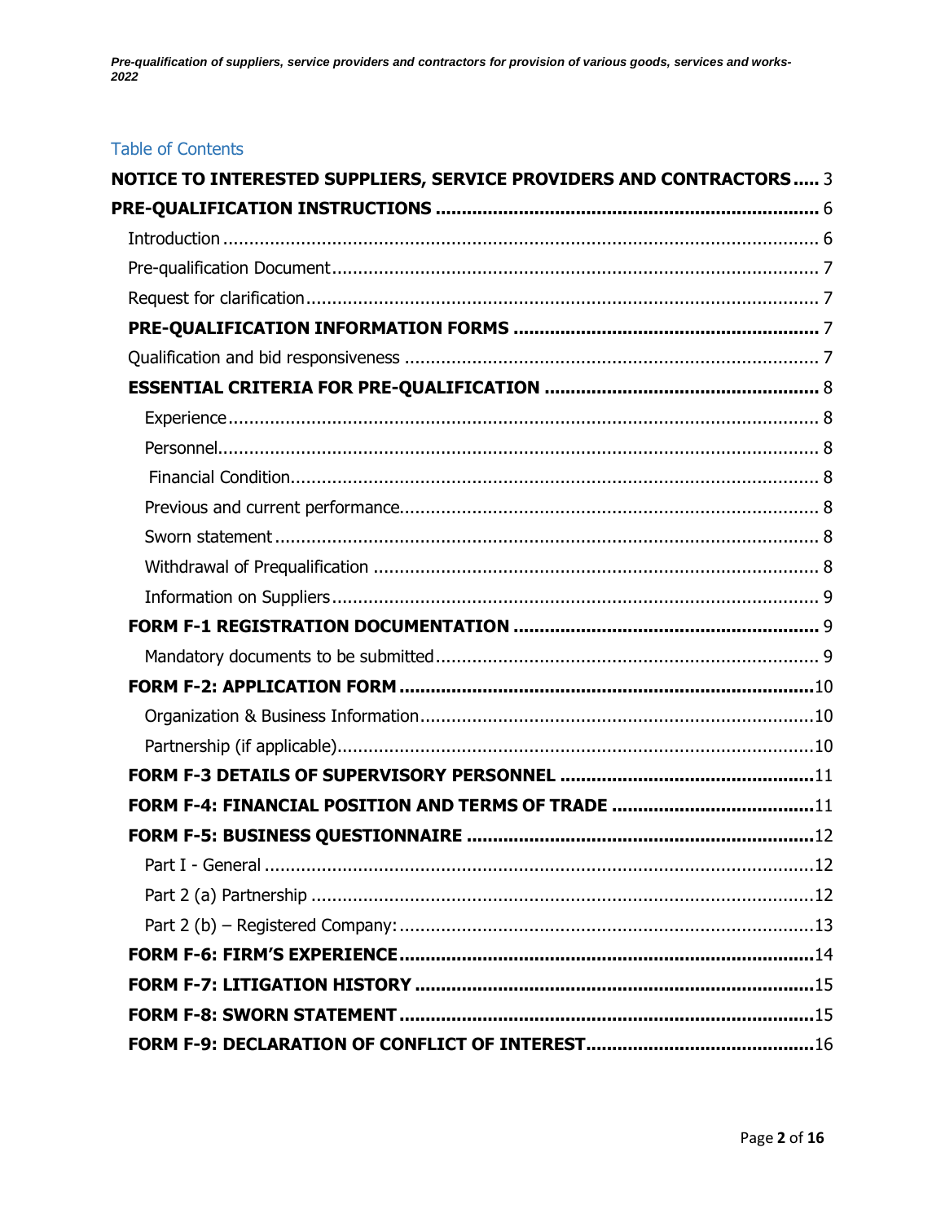## Table of Contents

**NOTICE TO INTERESTED SUPPLIERS, SERVICE PROVIDERS AND CONTRACTORS** ..... 3

**PRE-QUALIFICATION INSTRUCTIONS** ..... 6

- Introduction ..... 6
- Pre-qualification Document ..... 7
- Request for clarification ..... 7
- **PRE-QUALIFICATION INFORMATION FORMS** ..... 7
- Qualification and bid responsiveness ..... 7
- **ESSENTIAL CRITERIA FOR PRE-QUALIFICATION** ..... 8
  - Experience ..... 8
  - Personnel ..... 8
  - Financial Condition ..... 8
  - Previous and current performance ..... 8
  - Sworn statement ..... 8
  - Withdrawal of Prequalification ..... 8
  - Information on Suppliers ..... 9
- **FORM F-1 REGISTRATION DOCUMENTATION** ..... 9
  - Mandatory documents to be submitted ..... 9
- **FORM F-2: APPLICATION FORM** ..... 10
  - Organization & Business Information ..... 10
  - Partnership (if applicable) ..... 10
- **FORM F-3 DETAILS OF SUPERVISORY PERSONNEL** ..... 11
- **FORM F-4: FINANCIAL POSITION AND TERMS OF TRADE** ..... 11
- **FORM F-5: BUSINESS QUESTIONNAIRE** ..... 12
  - Part I - General ..... 12
  - Part 2 (a) Partnership ..... 12
  - Part 2 (b) – Registered Company: ..... 13
- **FORM F-6: FIRM'S EXPERIENCE** ..... 14
- **FORM F-7: LITIGATION HISTORY** ..... 15
- **FORM F-8: SWORN STATEMENT** ..... 15
- **FORM F-9: DECLARATION OF CONFLICT OF INTEREST** ..... 16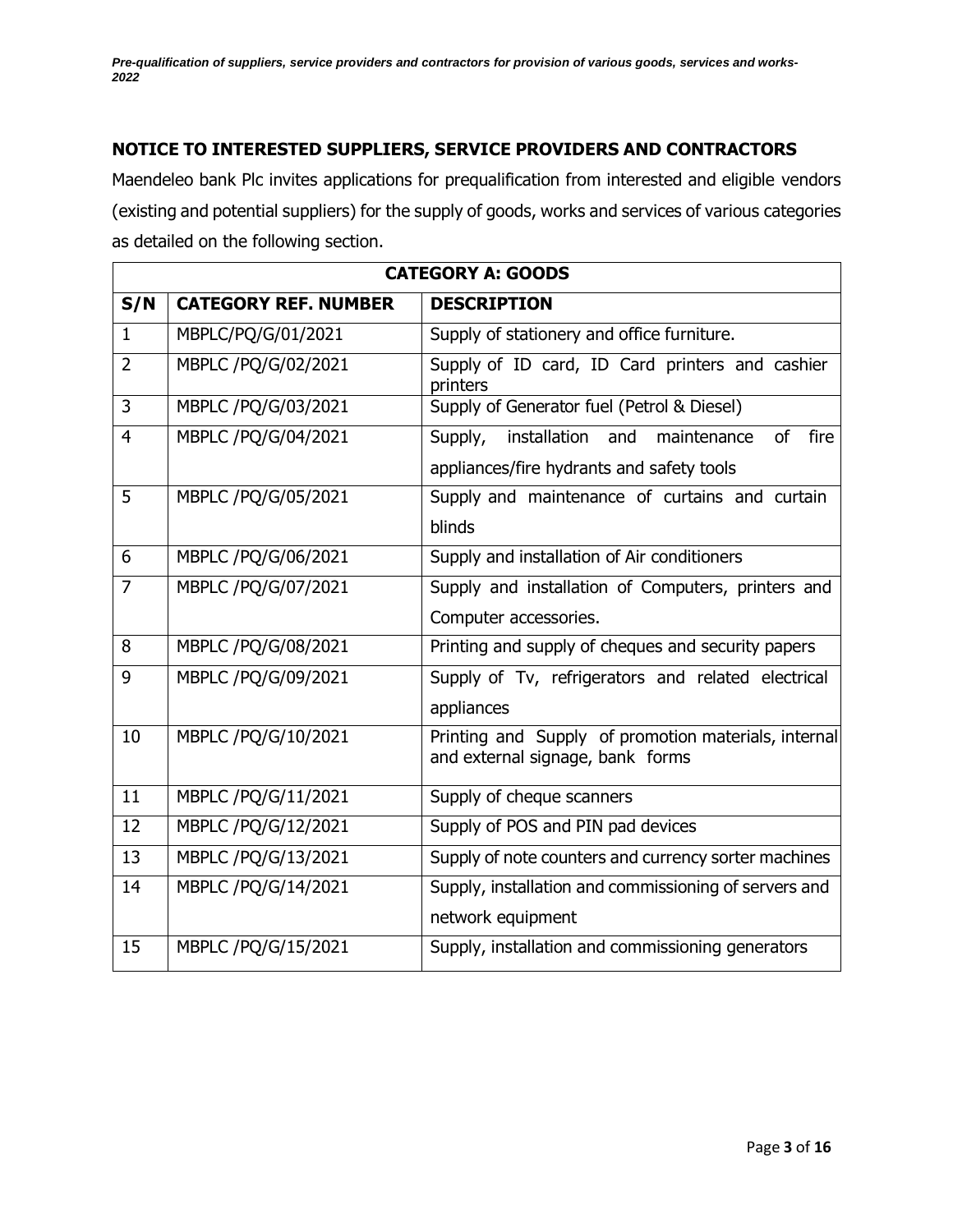## NOTICE TO INTERESTED SUPPLIERS, SERVICE PROVIDERS AND CONTRACTORS

Maendeleo bank Plc invites applications for prequalification from interested and eligible vendors (existing and potential suppliers) for the supply of goods, works and services of various categories as detailed on the following section.

| **CATEGORY A: GOODS** | | |
|---|---|---|
| **S/N** | **CATEGORY REF. NUMBER** | **DESCRIPTION** |
| 1 | MBPLC/PQ/G/01/2021 | Supply of stationery and office furniture. |
| 2 | MBPLC /PQ/G/02/2021 | Supply of ID card, ID Card printers and cashier printers |
| 3 | MBPLC /PQ/G/03/2021 | Supply of Generator fuel (Petrol & Diesel) |
| 4 | MBPLC /PQ/G/04/2021 | Supply, installation and maintenance of fire appliances/fire hydrants and safety tools |
| 5 | MBPLC /PQ/G/05/2021 | Supply and maintenance of curtains and curtain blinds |
| 6 | MBPLC /PQ/G/06/2021 | Supply and installation of Air conditioners |
| 7 | MBPLC /PQ/G/07/2021 | Supply and installation of Computers, printers and Computer accessories. |
| 8 | MBPLC /PQ/G/08/2021 | Printing and supply of cheques and security papers |
| 9 | MBPLC /PQ/G/09/2021 | Supply of Tv, refrigerators and related electrical appliances |
| 10 | MBPLC /PQ/G/10/2021 | Printing and Supply of promotion materials, internal and external signage, bank forms |
| 11 | MBPLC /PQ/G/11/2021 | Supply of cheque scanners |
| 12 | MBPLC /PQ/G/12/2021 | Supply of POS and PIN pad devices |
| 13 | MBPLC /PQ/G/13/2021 | Supply of note counters and currency sorter machines |
| 14 | MBPLC /PQ/G/14/2021 | Supply, installation and commissioning of servers and network equipment |
| 15 | MBPLC /PQ/G/15/2021 | Supply, installation and commissioning generators |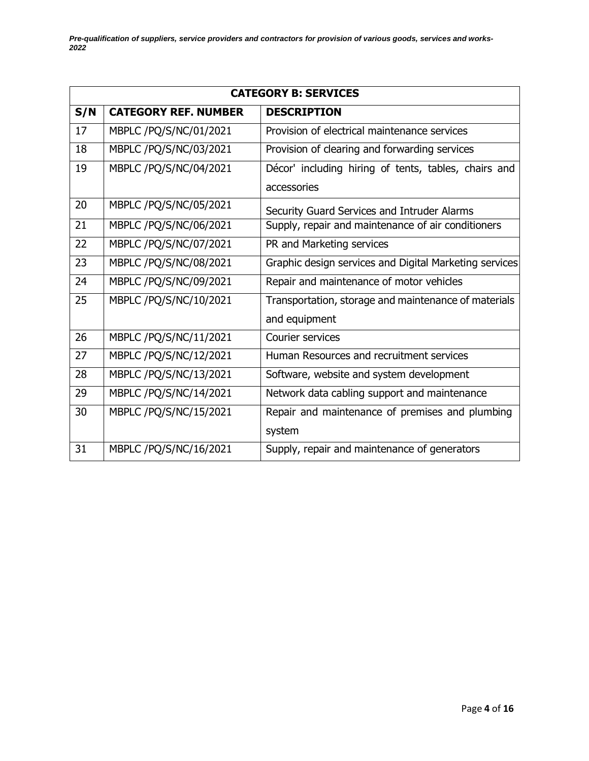| CATEGORY B: SERVICES | | |
|---|---|---|
| **S/N** | **CATEGORY REF. NUMBER** | **DESCRIPTION** |
| 17 | MBPLC /PQ/S/NC/01/2021 | Provision of electrical maintenance services |
| 18 | MBPLC /PQ/S/NC/03/2021 | Provision of clearing and forwarding services |
| 19 | MBPLC /PQ/S/NC/04/2021 | Décor' including hiring of tents, tables, chairs and accessories |
| 20 | MBPLC /PQ/S/NC/05/2021 | Security Guard Services and Intruder Alarms |
| 21 | MBPLC /PQ/S/NC/06/2021 | Supply, repair and maintenance of air conditioners |
| 22 | MBPLC /PQ/S/NC/07/2021 | PR and Marketing services |
| 23 | MBPLC /PQ/S/NC/08/2021 | Graphic design services and Digital Marketing services |
| 24 | MBPLC /PQ/S/NC/09/2021 | Repair and maintenance of motor vehicles |
| 25 | MBPLC /PQ/S/NC/10/2021 | Transportation, storage and maintenance of materials and equipment |
| 26 | MBPLC /PQ/S/NC/11/2021 | Courier services |
| 27 | MBPLC /PQ/S/NC/12/2021 | Human Resources and recruitment services |
| 28 | MBPLC /PQ/S/NC/13/2021 | Software, website and system development |
| 29 | MBPLC /PQ/S/NC/14/2021 | Network data cabling support and maintenance |
| 30 | MBPLC /PQ/S/NC/15/2021 | Repair and maintenance of premises and plumbing system |
| 31 | MBPLC /PQ/S/NC/16/2021 | Supply, repair and maintenance of generators |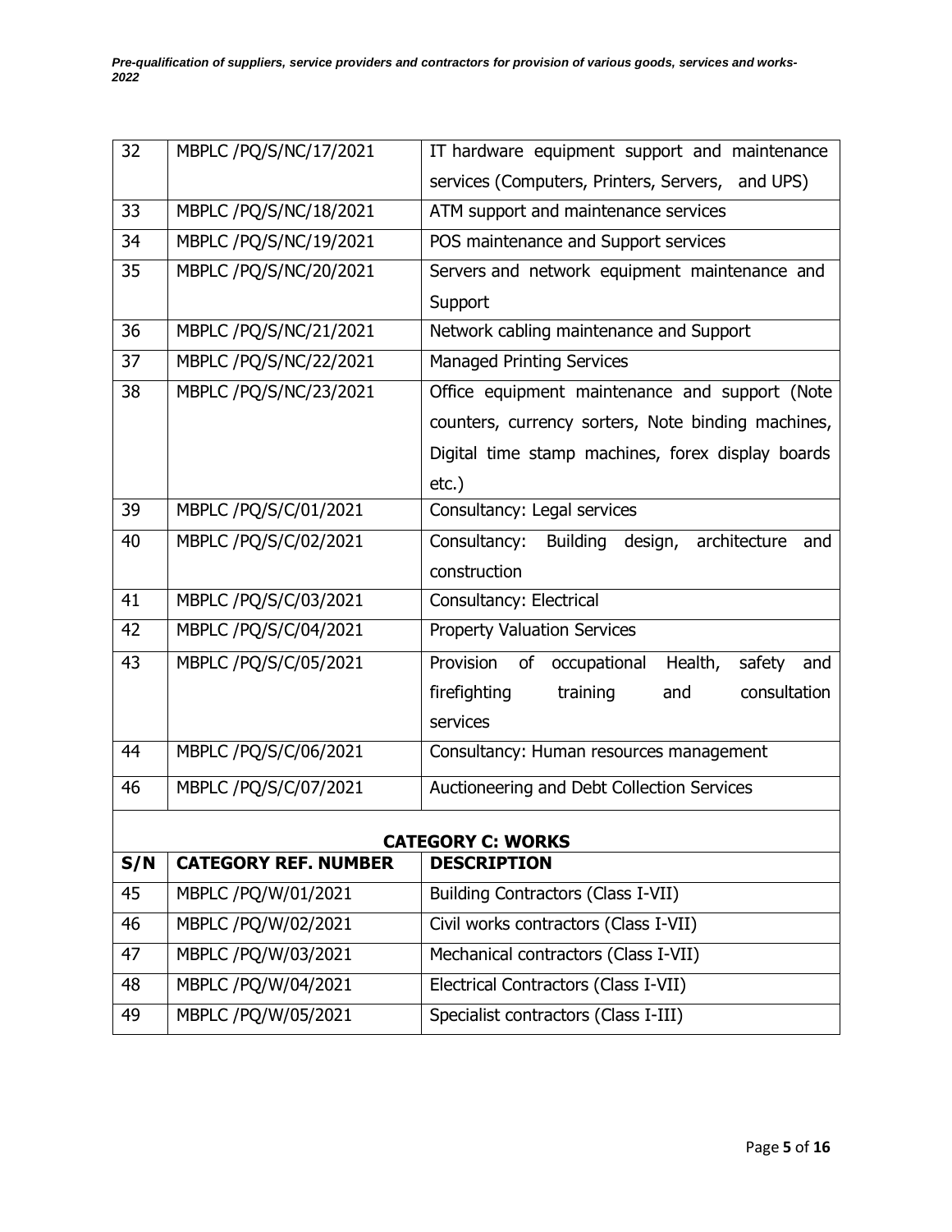| | | |
|---|---|---|
| 32 | MBPLC /PQ/S/NC/17/2021 | IT hardware equipment support and maintenance services (Computers, Printers, Servers, and UPS) |
| 33 | MBPLC /PQ/S/NC/18/2021 | ATM support and maintenance services |
| 34 | MBPLC /PQ/S/NC/19/2021 | POS maintenance and Support services |
| 35 | MBPLC /PQ/S/NC/20/2021 | Servers and network equipment maintenance and Support |
| 36 | MBPLC /PQ/S/NC/21/2021 | Network cabling maintenance and Support |
| 37 | MBPLC /PQ/S/NC/22/2021 | Managed Printing Services |
| 38 | MBPLC /PQ/S/NC/23/2021 | Office equipment maintenance and support (Note counters, currency sorters, Note binding machines, Digital time stamp machines, forex display boards etc.) |
| 39 | MBPLC /PQ/S/C/01/2021 | Consultancy: Legal services |
| 40 | MBPLC /PQ/S/C/02/2021 | Consultancy: Building design, architecture and construction |
| 41 | MBPLC /PQ/S/C/03/2021 | Consultancy: Electrical |
| 42 | MBPLC /PQ/S/C/04/2021 | Property Valuation Services |
| 43 | MBPLC /PQ/S/C/05/2021 | Provision of occupational Health, safety and firefighting training and consultation services |
| 44 | MBPLC /PQ/S/C/06/2021 | Consultancy: Human resources management |
| 46 | MBPLC /PQ/S/C/07/2021 | Auctioneering and Debt Collection Services |

**CATEGORY C: WORKS**

| S/N | CATEGORY REF. NUMBER | DESCRIPTION |
|---|---|---|
| 45 | MBPLC /PQ/W/01/2021 | Building Contractors (Class I-VII) |
| 46 | MBPLC /PQ/W/02/2021 | Civil works contractors (Class I-VII) |
| 47 | MBPLC /PQ/W/03/2021 | Mechanical contractors (Class I-VII) |
| 48 | MBPLC /PQ/W/04/2021 | Electrical Contractors (Class I-VII) |
| 49 | MBPLC /PQ/W/05/2021 | Specialist contractors (Class I-III) |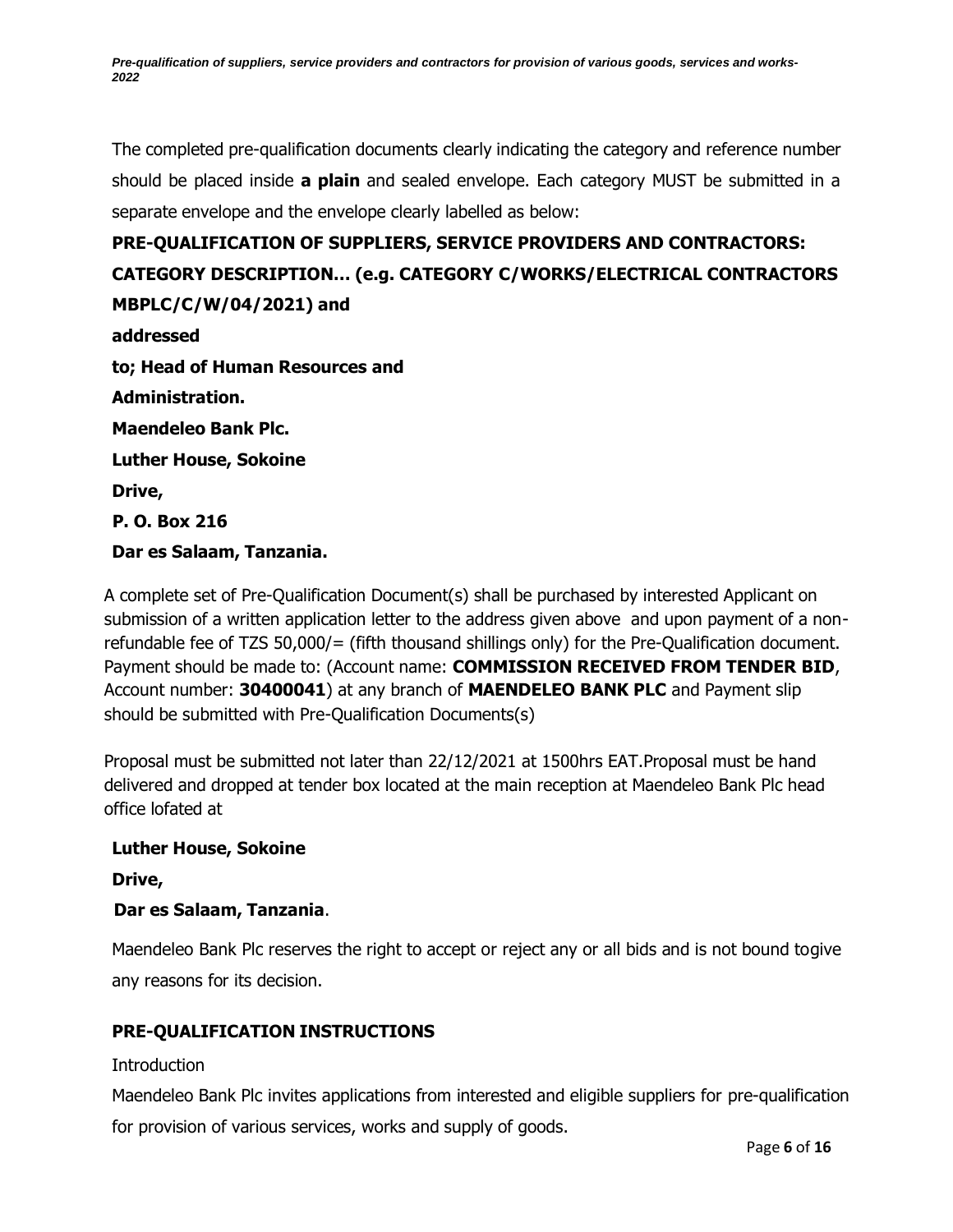The completed pre-qualification documents clearly indicating the category and reference number should be placed inside **a plain** and sealed envelope. Each category MUST be submitted in a separate envelope and the envelope clearly labelled as below:

**PRE-QUALIFICATION OF SUPPLIERS, SERVICE PROVIDERS AND CONTRACTORS: CATEGORY DESCRIPTION… (e.g. CATEGORY C/WORKS/ELECTRICAL CONTRACTORS MBPLC/C/W/04/2021) and**

**addressed**

**to; Head of Human Resources and**

**Administration.**

**Maendeleo Bank Plc.**

**Luther House, Sokoine**

**Drive,**

**P. O. Box 216**

**Dar es Salaam, Tanzania.**

A complete set of Pre-Qualification Document(s) shall be purchased by interested Applicant on submission of a written application letter to the address given above and upon payment of a non-refundable fee of TZS 50,000/= (fifth thousand shillings only) for the Pre-Qualification document. Payment should be made to: (Account name: **COMMISSION RECEIVED FROM TENDER BID**, Account number: **30400041**) at any branch of **MAENDELEO BANK PLC** and Payment slip should be submitted with Pre-Qualification Documents(s)

Proposal must be submitted not later than 22/12/2021 at 1500hrs EAT.Proposal must be hand delivered and dropped at tender box located at the main reception at Maendeleo Bank Plc head office lofated at

**Luther House, Sokoine**

**Drive,**

**Dar es Salaam, Tanzania**.

Maendeleo Bank Plc reserves the right to accept or reject any or all bids and is not bound togive any reasons for its decision.

## PRE-QUALIFICATION INSTRUCTIONS

Introduction

Maendeleo Bank Plc invites applications from interested and eligible suppliers for pre-qualification for provision of various services, works and supply of goods.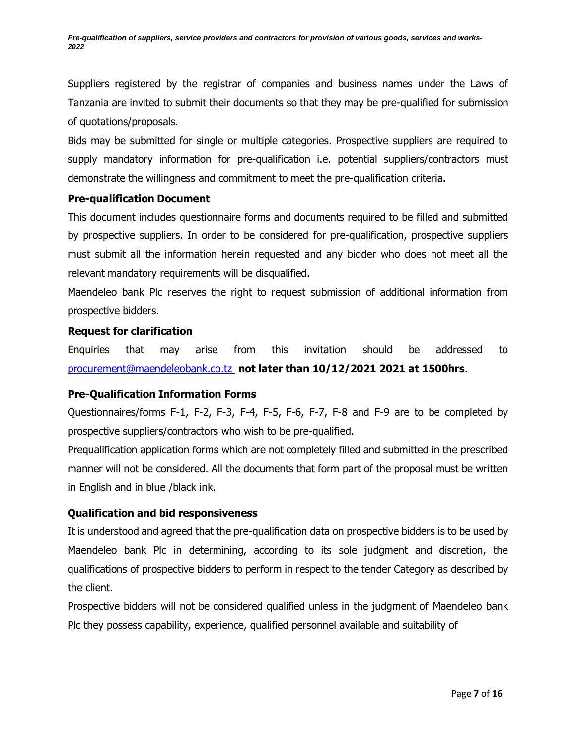Suppliers registered by the registrar of companies and business names under the Laws of Tanzania are invited to submit their documents so that they may be pre-qualified for submission of quotations/proposals.

Bids may be submitted for single or multiple categories. Prospective suppliers are required to supply mandatory information for pre-qualification i.e. potential suppliers/contractors must demonstrate the willingness and commitment to meet the pre-qualification criteria.

### Pre-qualification Document

This document includes questionnaire forms and documents required to be filled and submitted by prospective suppliers. In order to be considered for pre-qualification, prospective suppliers must submit all the information herein requested and any bidder who does not meet all the relevant mandatory requirements will be disqualified.

Maendeleo bank Plc reserves the right to request submission of additional information from prospective bidders.

### Request for clarification

Enquiries that may arise from this invitation should be addressed to procurement@maendeleobank.co.tz **not later than 10/12/2021 2021 at 1500hrs**.

### Pre-Qualification Information Forms

Questionnaires/forms F-1, F-2, F-3, F-4, F-5, F-6, F-7, F-8 and F-9 are to be completed by prospective suppliers/contractors who wish to be pre-qualified.

Prequalification application forms which are not completely filled and submitted in the prescribed manner will not be considered. All the documents that form part of the proposal must be written in English and in blue /black ink.

### Qualification and bid responsiveness

It is understood and agreed that the pre-qualification data on prospective bidders is to be used by Maendeleo bank Plc in determining, according to its sole judgment and discretion, the qualifications of prospective bidders to perform in respect to the tender Category as described by the client.

Prospective bidders will not be considered qualified unless in the judgment of Maendeleo bank Plc they possess capability, experience, qualified personnel available and suitability of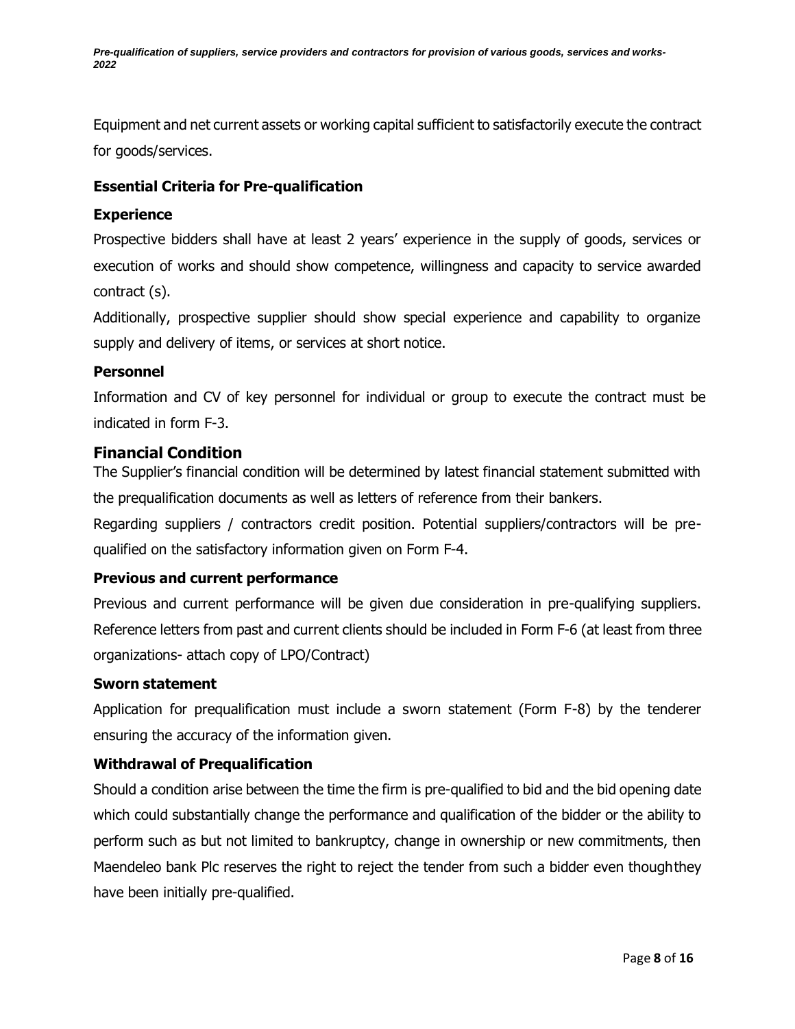Equipment and net current assets or working capital sufficient to satisfactorily execute the contract for goods/services.

### Essential Criteria for Pre-qualification

#### Experience

Prospective bidders shall have at least 2 years' experience in the supply of goods, services or execution of works and should show competence, willingness and capacity to service awarded contract (s).

Additionally, prospective supplier should show special experience and capability to organize supply and delivery of items, or services at short notice.

#### Personnel

Information and CV of key personnel for individual or group to execute the contract must be indicated in form F-3.

### Financial Condition

The Supplier's financial condition will be determined by latest financial statement submitted with the prequalification documents as well as letters of reference from their bankers.

Regarding suppliers / contractors credit position. Potential suppliers/contractors will be pre-qualified on the satisfactory information given on Form F-4.

#### Previous and current performance

Previous and current performance will be given due consideration in pre-qualifying suppliers. Reference letters from past and current clients should be included in Form F-6 (at least from three organizations- attach copy of LPO/Contract)

#### Sworn statement

Application for prequalification must include a sworn statement (Form F-8) by the tenderer ensuring the accuracy of the information given.

#### Withdrawal of Prequalification

Should a condition arise between the time the firm is pre-qualified to bid and the bid opening date which could substantially change the performance and qualification of the bidder or the ability to perform such as but not limited to bankruptcy, change in ownership or new commitments, then Maendeleo bank Plc reserves the right to reject the tender from such a bidder even though they have been initially pre-qualified.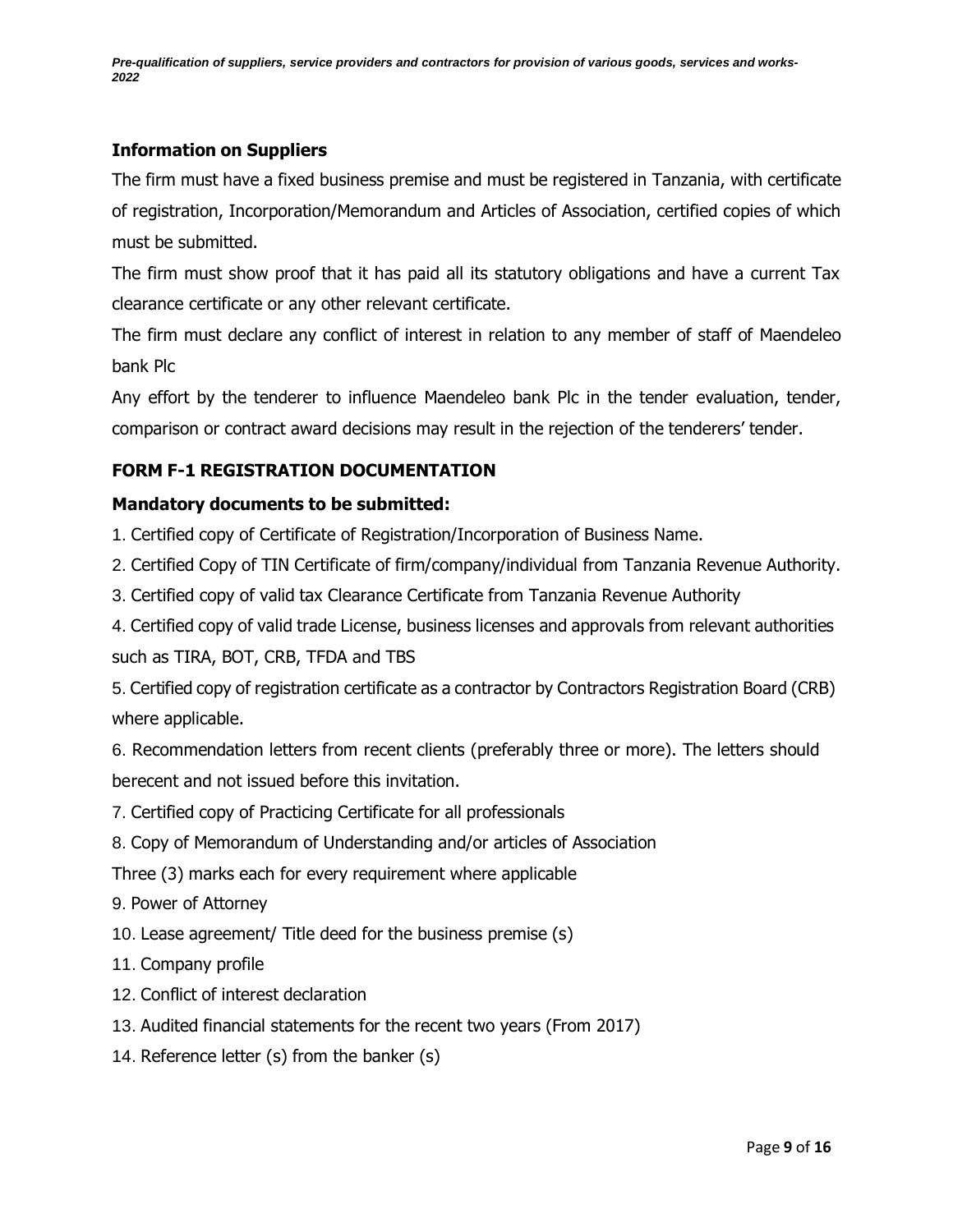## Information on Suppliers

The firm must have a fixed business premise and must be registered in Tanzania, with certificate of registration, Incorporation/Memorandum and Articles of Association, certified copies of which must be submitted.

The firm must show proof that it has paid all its statutory obligations and have a current Tax clearance certificate or any other relevant certificate.

The firm must declare any conflict of interest in relation to any member of staff of Maendeleo bank Plc

Any effort by the tenderer to influence Maendeleo bank Plc in the tender evaluation, tender, comparison or contract award decisions may result in the rejection of the tenderers' tender.

## FORM F-1 REGISTRATION DOCUMENTATION

### Mandatory documents to be submitted:

1. Certified copy of Certificate of Registration/Incorporation of Business Name.
2. Certified Copy of TIN Certificate of firm/company/individual from Tanzania Revenue Authority.
3. Certified copy of valid tax Clearance Certificate from Tanzania Revenue Authority
4. Certified copy of valid trade License, business licenses and approvals from relevant authorities such as TIRA, BOT, CRB, TFDA and TBS
5. Certified copy of registration certificate as a contractor by Contractors Registration Board (CRB) where applicable.
6. Recommendation letters from recent clients (preferably three or more). The letters should berecent and not issued before this invitation.
7. Certified copy of Practicing Certificate for all professionals
8. Copy of Memorandum of Understanding and/or articles of Association

Three (3) marks each for every requirement where applicable

9. Power of Attorney
10. Lease agreement/ Title deed for the business premise (s)
11. Company profile
12. Conflict of interest declaration
13. Audited financial statements for the recent two years (From 2017)
14. Reference letter (s) from the banker (s)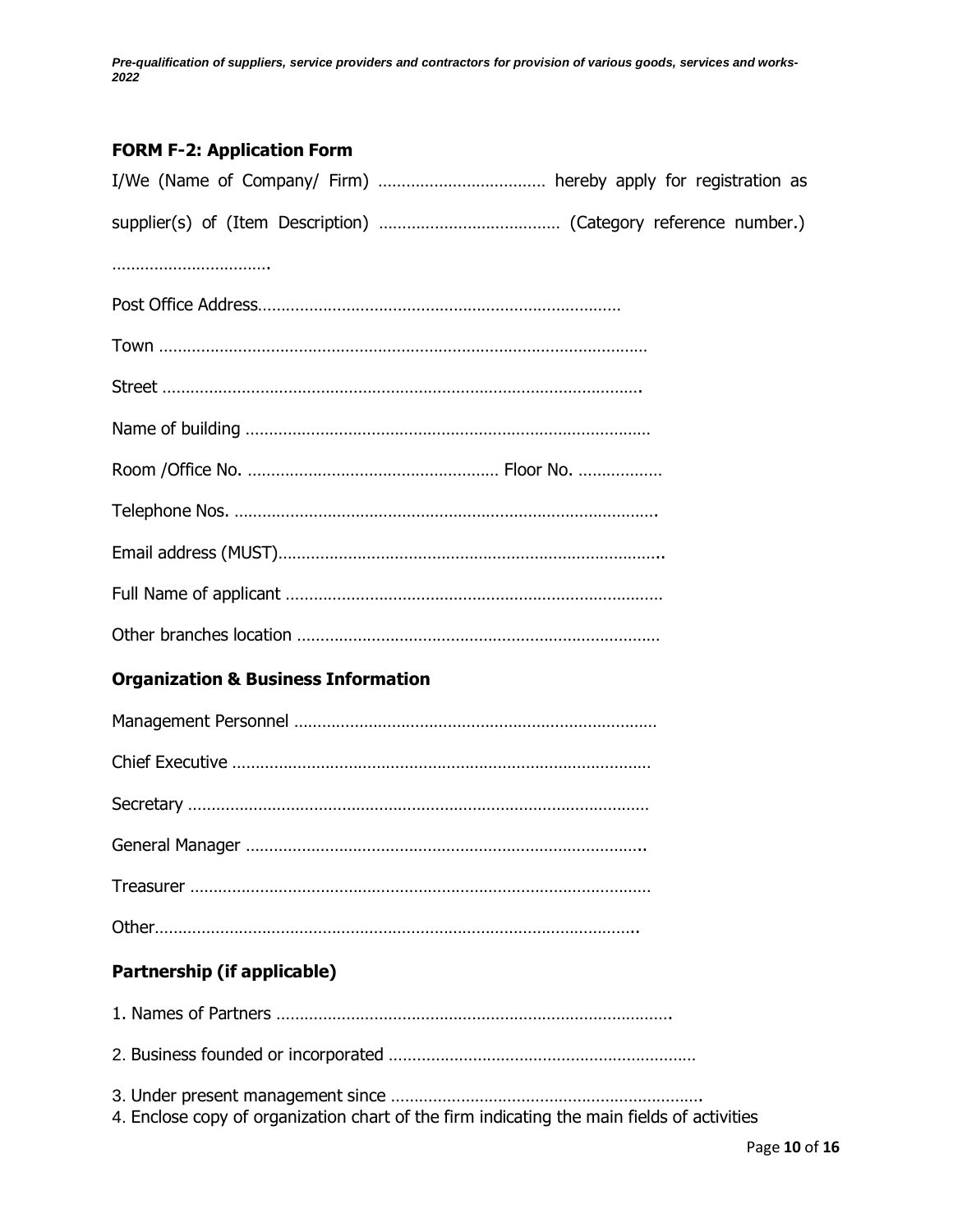### FORM F-2: Application Form

I/We (Name of Company/ Firm) ……………………………… hereby apply for registration as supplier(s) of (Item Description) ………………………………… (Category reference number.) …………………………….

Post Office Address……………………………………………………………………

Town ……………………………………………………………………………………………

Street ………………………………………………………………………………………….

Name of building ……………………………………………………………………………

Room /Office No. ……………………………………………… Floor No. ………………

Telephone Nos. ……………………………………………………………………………….

Email address (MUST)………………………………………………………………………..

Full Name of applicant ………………………………………………………………………

Other branches location ……………………………………………………………………

### Organization & Business Information

Management Personnel ……………………………………………………………………

Chief Executive ………………………………………………………………………………

Secretary ………………………………………………………………………………………

General Manager …………………………………………………………………………..

Treasurer ………………………………………………………………………………………

Other……………………………………………………………………………………………..

### Partnership (if applicable)

1. Names of Partners ………………………………………………………………………….
2. Business founded or incorporated …………………………………………………………
3. Under present management since …………………………………………………………..
4. Enclose copy of organization chart of the firm indicating the main fields of activities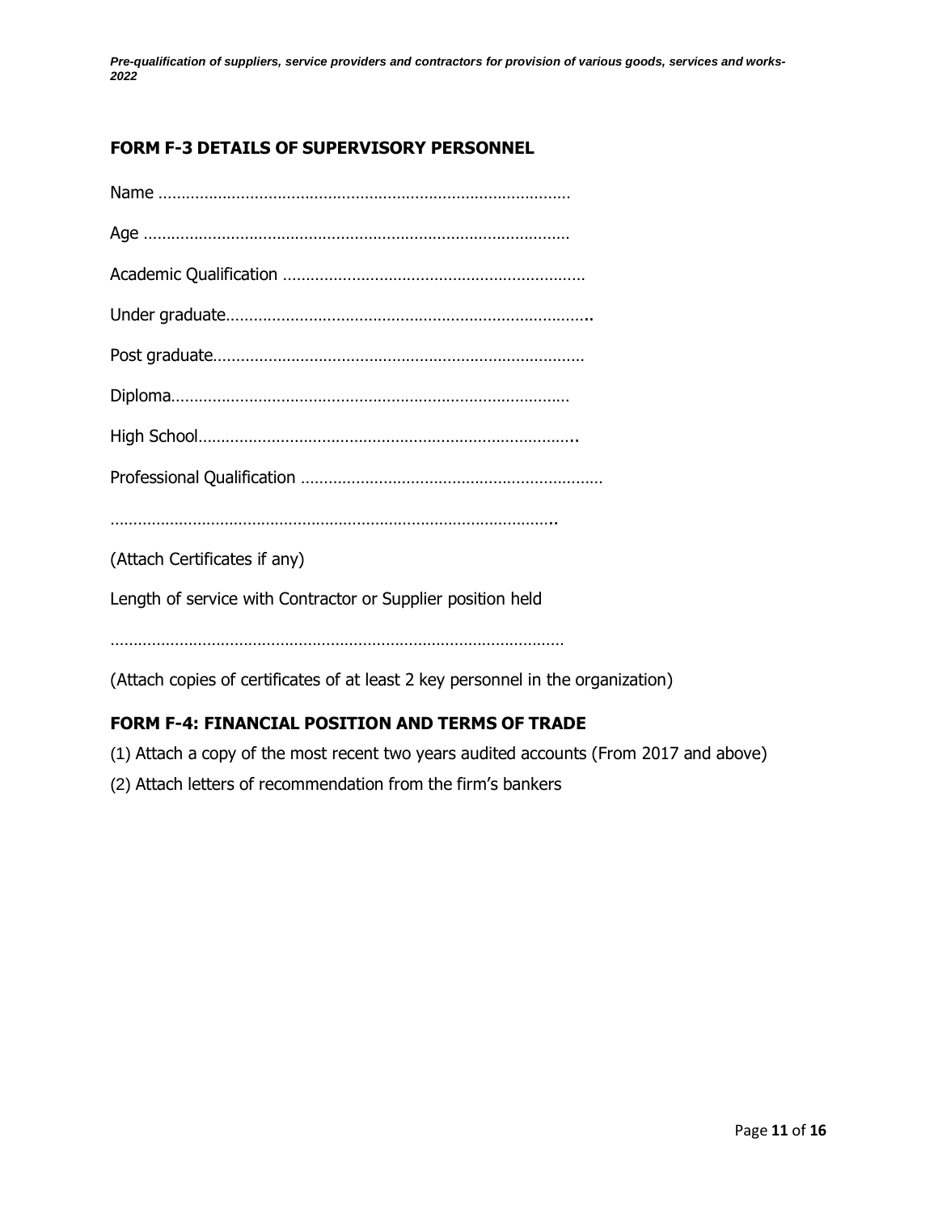## FORM F-3 DETAILS OF SUPERVISORY PERSONNEL

Name ………………………………………………………………………………

Age …………………………………………………………………………………

Academic Qualification …………………………………………………………

Under graduate……………………………………………………………………..

Post graduate………………………………………………………………………

Diploma……………………………………………………………………………

High School………………………………………………………………………..

Professional Qualification …………………………………………………………

……………………………………………………………………………………..

(Attach Certificates if any)

Length of service with Contractor or Supplier position held

………………………………………………………………………………………

(Attach copies of certificates of at least 2 key personnel in the organization)

## FORM F-4: FINANCIAL POSITION AND TERMS OF TRADE

(1) Attach a copy of the most recent two years audited accounts (From 2017 and above)

(2) Attach letters of recommendation from the firm's bankers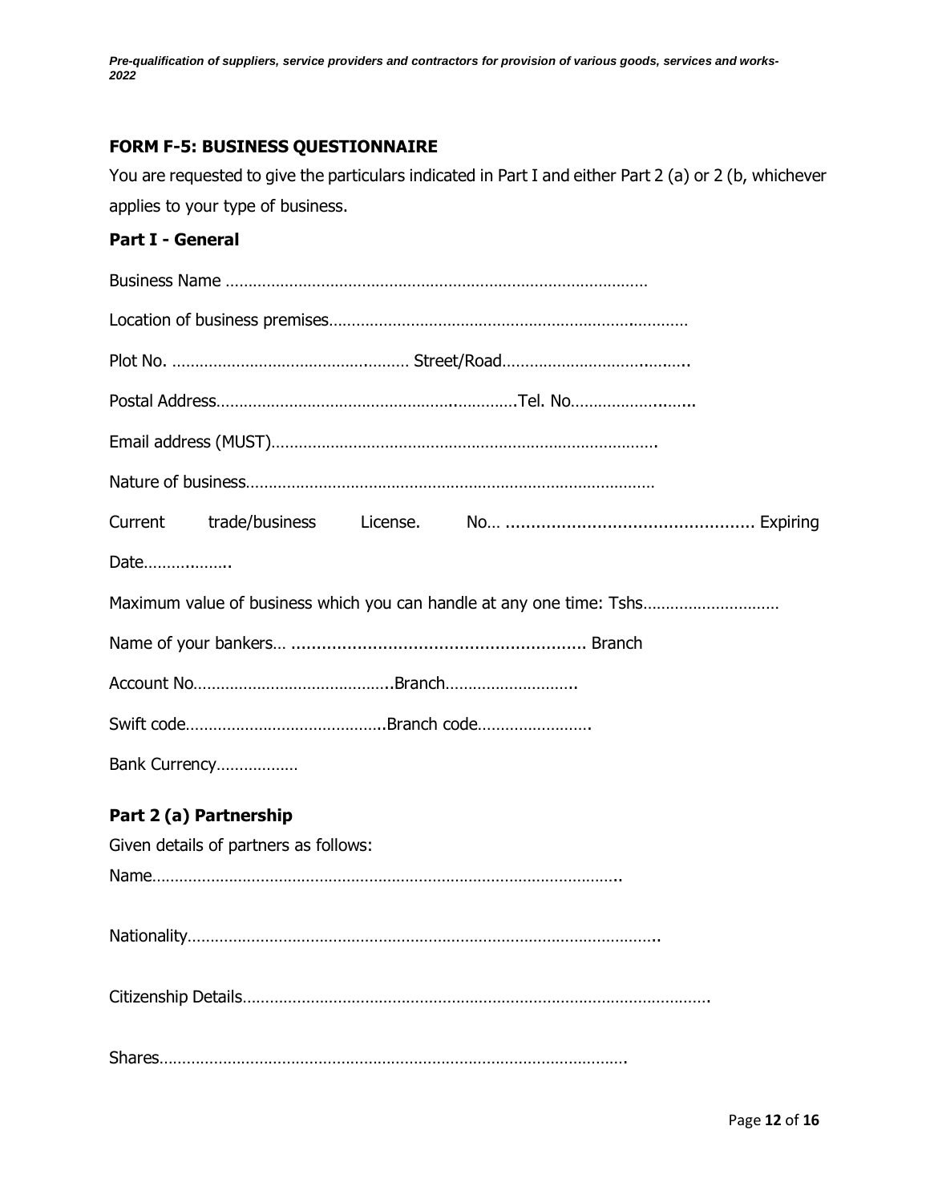## FORM F-5: BUSINESS QUESTIONNAIRE

You are requested to give the particulars indicated in Part I and either Part 2 (a) or 2 (b, whichever applies to your type of business.

### Part I - General

Business Name ……………………………………………………………………………………

Location of business premises………………………………………………………….…………

Plot No. ……………………………………….……… Street/Road………………………….……..

Postal Address……………………………………………….…………..Tel. No…………………..……..

Email address (MUST)………………………………………………………………………….

Nature of business………………………………………………………………………………

Current trade/business License. No… ................................................. Expiring Date……….……..

Maximum value of business which you can handle at any one time: Tshs…………………………

Name of your bankers… ........................................................... Branch

Account No……………………………………..Branch………………………..

Swift code…………………………………….Branch code…………………….

Bank Currency………………

### Part 2 (a) Partnership

Given details of partners as follows:

Name…………………………………………………………………………………………..

Nationality…………………………………………………………………………………………..

Citizenship Details…………………………………………………………………………………………

Shares………………………………………………………………………………………….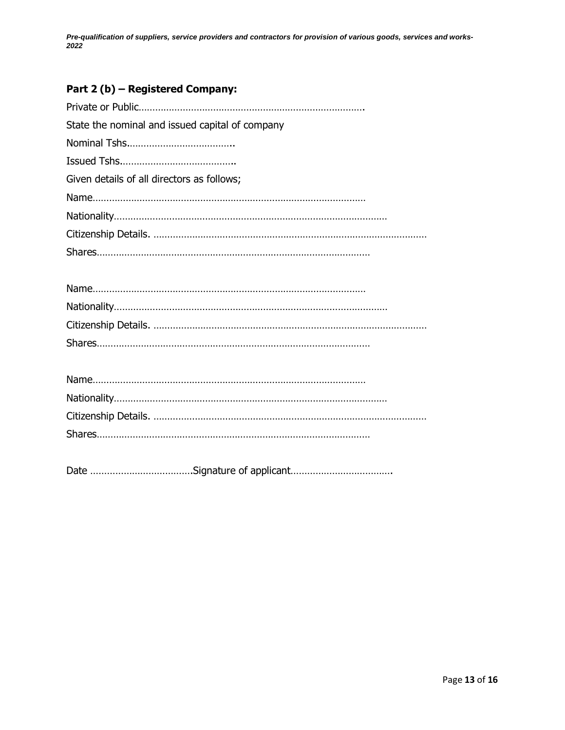## Part 2 (b) – Registered Company:

Private or Public……………………………………………………………………….

State the nominal and issued capital of company

Nominal Tshs………………………………..

Issued Tshs…………………………………..

Given details of all directors as follows;

Name………………………………………………………………………………………

Nationality………………………………………………………………………………………

Citizenship Details. ………………………………………………………………………………………

Shares………………………………………………………………………………………

Name………………………………………………………………………………………

Nationality………………………………………………………………………………………

Citizenship Details. ………………………………………………………………………………………

Shares………………………………………………………………………………………

Name………………………………………………………………………………………

Nationality………………………………………………………………………………………

Citizenship Details. ………………………………………………………………………………………

Shares………………………………………………………………………………………

Date ………………………………Signature of applicant……………………………….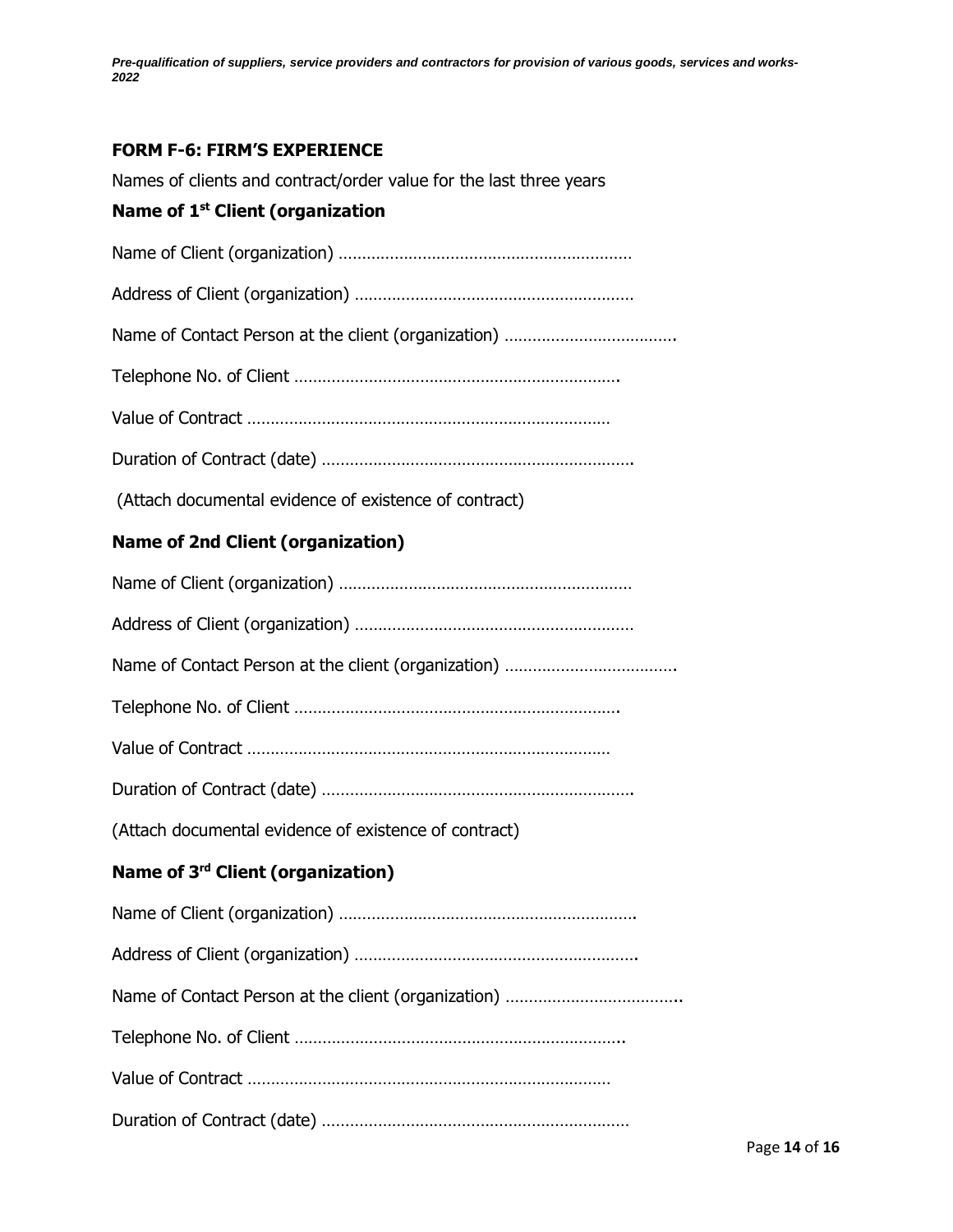## FORM F-6: FIRM'S EXPERIENCE

Names of clients and contract/order value for the last three years

### Name of 1st Client (organization

Name of Client (organization) ………………………………………………………

Address of Client (organization) …………………………………………………

Name of Contact Person at the client (organization) ……………………………….

Telephone No. of Client …………………………………………………………….

Value of Contract ……………………………………………………………………

Duration of Contract (date) ………………………………………………………….

(Attach documental evidence of existence of contract)

### Name of 2nd Client (organization)

Name of Client (organization) ………………………………………………………

Address of Client (organization) …………………………………………………

Name of Contact Person at the client (organization) ……………………………….

Telephone No. of Client …………………………………………………………….

Value of Contract ……………………………………………………………………

Duration of Contract (date) ………………………………………………………….

(Attach documental evidence of existence of contract)

### Name of 3rd Client (organization)

Name of Client (organization) ……………………………………………………….

Address of Client (organization) ……………………………………………………

Name of Contact Person at the client (organization) ………………………………..

Telephone No. of Client ……………………………………………………………..

Value of Contract ……………………………………………………………………

Duration of Contract (date) …………………………………………………………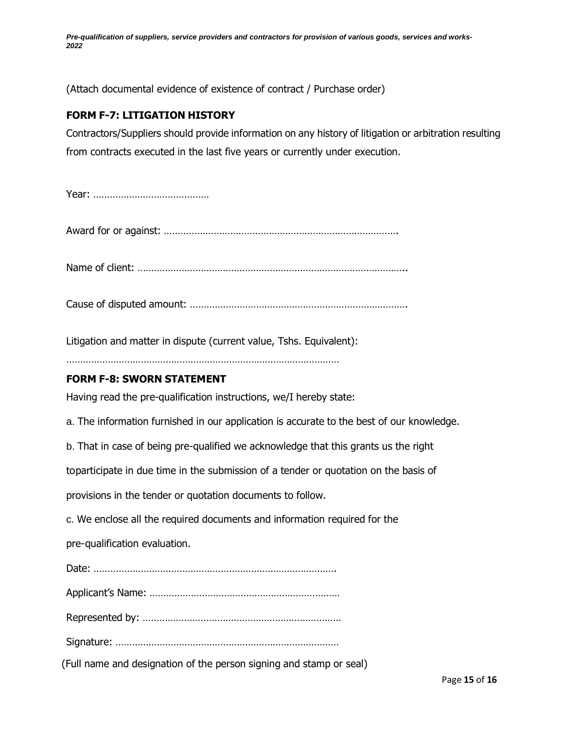(Attach documental evidence of existence of contract / Purchase order)

## FORM F-7: LITIGATION HISTORY

Contractors/Suppliers should provide information on any history of litigation or arbitration resulting from contracts executed in the last five years or currently under execution.

Year: ……………………………………

Award for or against: ………………………………………………………………………….

Name of client: ……………………………………………………………………………………..

Cause of disputed amount: …………………………………………………………………….

Litigation and matter in dispute (current value, Tshs. Equivalent):

………………………………………………………………………………………

## FORM F-8: SWORN STATEMENT

Having read the pre-qualification instructions, we/I hereby state:

a. The information furnished in our application is accurate to the best of our knowledge.

b. That in case of being pre-qualified we acknowledge that this grants us the right toparticipate in due time in the submission of a tender or quotation on the basis of provisions in the tender or quotation documents to follow.

c. We enclose all the required documents and information required for the pre-qualification evaluation.

Date: …………………………………………………………………………….

Applicant's Name: ……………………………………………………………

Represented by: ………………………………………………………………

Signature: ………………………………………………………………………

(Full name and designation of the person signing and stamp or seal)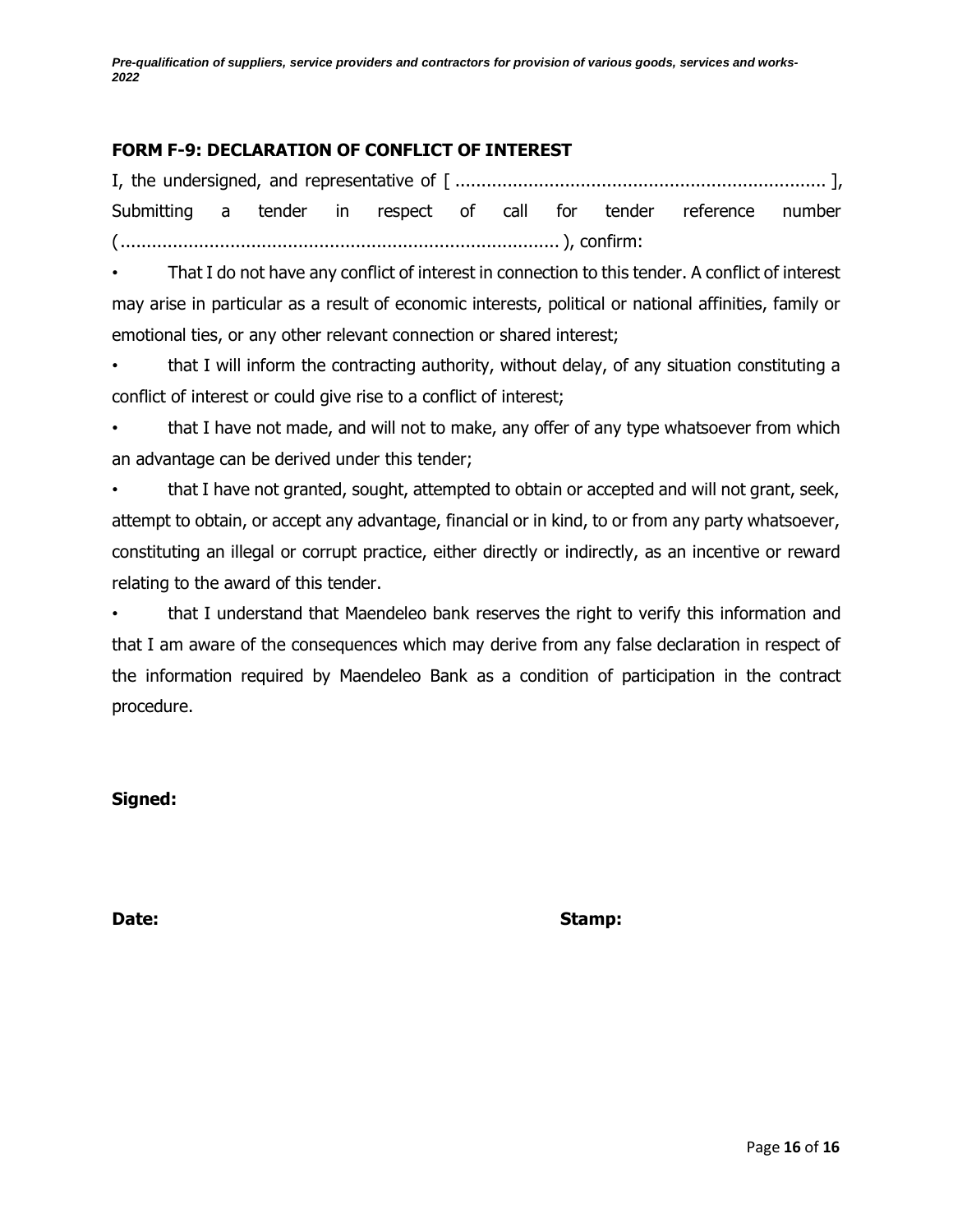## FORM F-9: DECLARATION OF CONFLICT OF INTEREST

I, the undersigned, and representative of [ ........................................................................ ], Submitting a tender in respect of call for tender reference number (.................................................................................... ), confirm:

- That I do not have any conflict of interest in connection to this tender. A conflict of interest may arise in particular as a result of economic interests, political or national affinities, family or emotional ties, or any other relevant connection or shared interest;
- that I will inform the contracting authority, without delay, of any situation constituting a conflict of interest or could give rise to a conflict of interest;
- that I have not made, and will not to make, any offer of any type whatsoever from which an advantage can be derived under this tender;
- that I have not granted, sought, attempted to obtain or accepted and will not grant, seek, attempt to obtain, or accept any advantage, financial or in kind, to or from any party whatsoever, constituting an illegal or corrupt practice, either directly or indirectly, as an incentive or reward relating to the award of this tender.
- that I understand that Maendeleo bank reserves the right to verify this information and that I am aware of the consequences which may derive from any false declaration in respect of the information required by Maendeleo Bank as a condition of participation in the contract procedure.

**Signed:**

**Date:** **Stamp:**